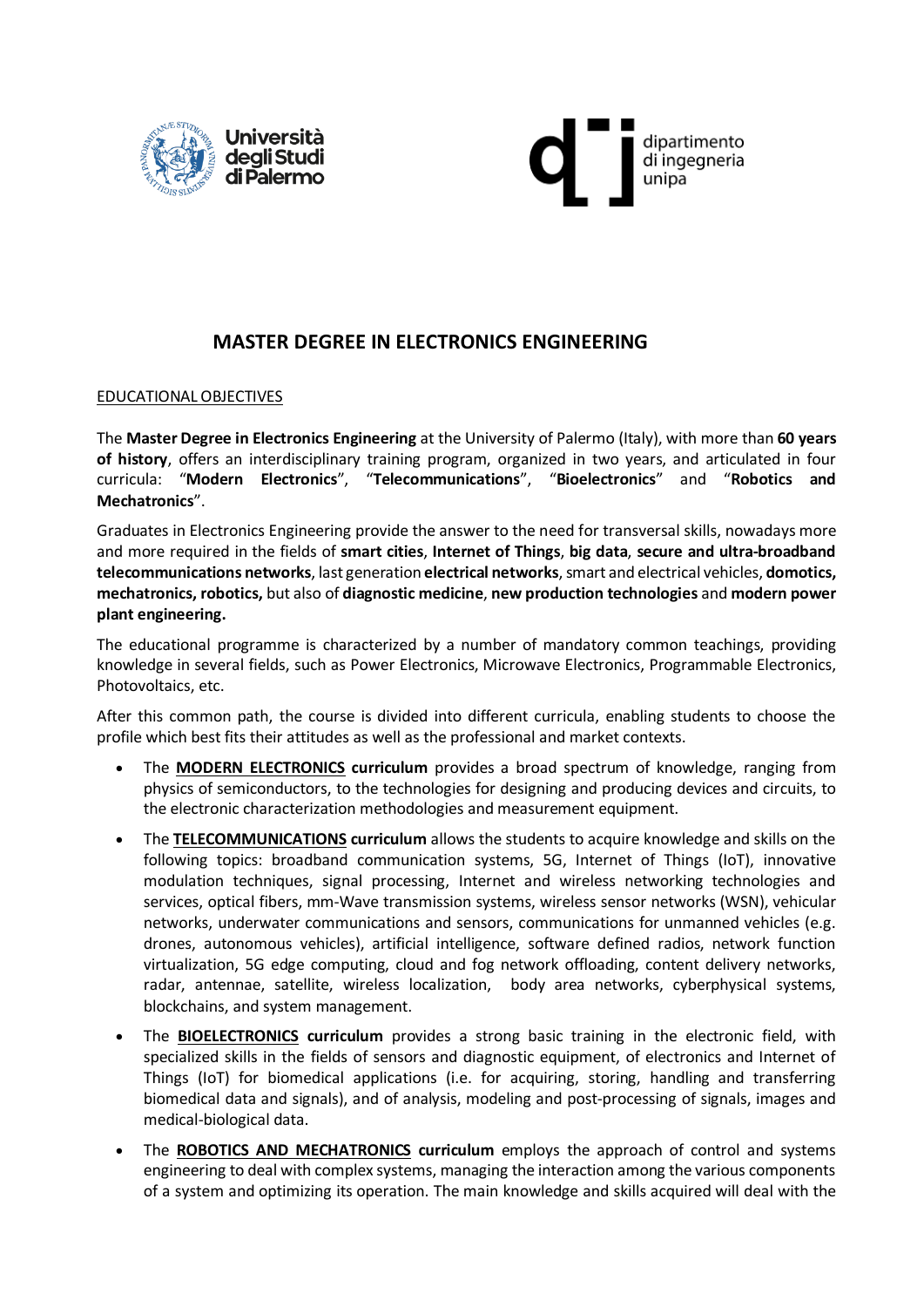# MASTER DEGREE IN ELECTRONICS ENGINEERING

<u>EDUCATIONAL OBJECTIVES</u>

The **Master Degree in Electronics Engineering** at the University of Palermo (Italy), with more than **60 years of history**, offers an interdisciplinary training program, organized in two years, and articulated in four curricula: "**Modern Electronics**", "**Telecommunications**", "**Bioelectronics**" and "**Robotics and Mechatronics**".

Graduates in Electronics Engineering provide the answer to the need for transversal skills, nowadays more and more required in the fields of **smart cities**, **Internet of Things**, **big data**, **secure and ultra-broadband telecommunications networks**, last generation **electrical networks**, smart and electrical vehicles, **domotics, mechatronics, robotics,** but also of **diagnostic medicine**, **new production technologies** and **modern power plant engineering.**

The educational programme is characterized by a number of mandatory common teachings, providing knowledge in several fields, such as Power Electronics, Microwave Electronics, Programmable Electronics, Photovoltaics, etc.

After this common path, the course is divided into different curricula, enabling students to choose the profile which best fits their attitudes as well as the professional and market contexts.

- The **<u>MODERN ELECTRONICS</u> curriculum** provides a broad spectrum of knowledge, ranging from physics of semiconductors, to the technologies for designing and producing devices and circuits, to the electronic characterization methodologies and measurement equipment.
- The **<u>TELECOMMUNICATIONS</u> curriculum** allows the students to acquire knowledge and skills on the following topics: broadband communication systems, 5G, Internet of Things (IoT), innovative modulation techniques, signal processing, Internet and wireless networking technologies and services, optical fibers, mm-Wave transmission systems, wireless sensor networks (WSN), vehicular networks, underwater communications and sensors, communications for unmanned vehicles (e.g. drones, autonomous vehicles), artificial intelligence, software defined radios, network function virtualization, 5G edge computing, cloud and fog network offloading, content delivery networks, radar, antennae, satellite, wireless localization, body area networks, cyberphysical systems, blockchains, and system management.
- The **<u>BIOELECTRONICS</u> curriculum** provides a strong basic training in the electronic field, with specialized skills in the fields of sensors and diagnostic equipment, of electronics and Internet of Things (IoT) for biomedical applications (i.e. for acquiring, storing, handling and transferring biomedical data and signals), and of analysis, modeling and post-processing of signals, images and medical-biological data.
- The **<u>ROBOTICS AND MECHATRONICS</u> curriculum** employs the approach of control and systems engineering to deal with complex systems, managing the interaction among the various components of a system and optimizing its operation. The main knowledge and skills acquired will deal with the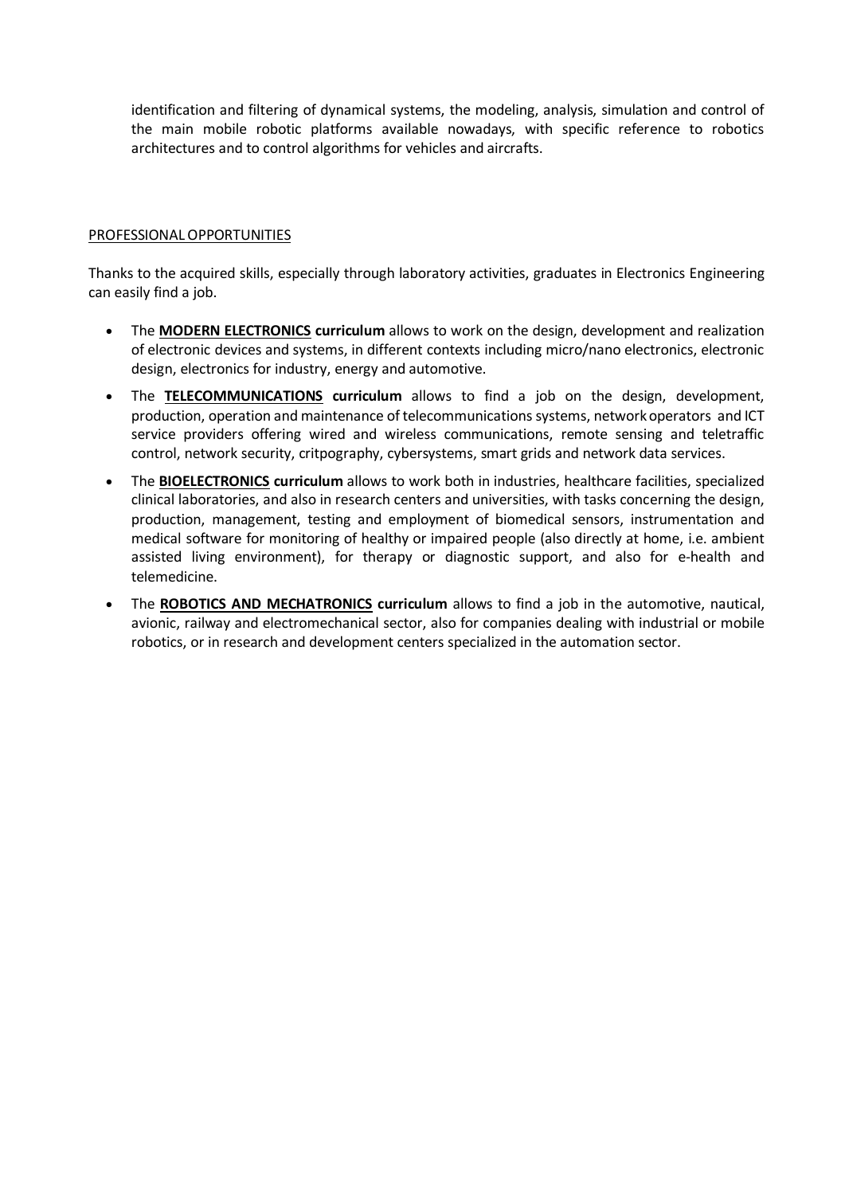identification and filtering of dynamical systems, the modeling, analysis, simulation and control of the main mobile robotic platforms available nowadays, with specific reference to robotics architectures and to control algorithms for vehicles and aircrafts.

PROFESSIONAL OPPORTUNITIES

Thanks to the acquired skills, especially through laboratory activities, graduates in Electronics Engineering can easily find a job.

- The **MODERN ELECTRONICS curriculum** allows to work on the design, development and realization of electronic devices and systems, in different contexts including micro/nano electronics, electronic design, electronics for industry, energy and automotive.
- The **TELECOMMUNICATIONS curriculum** allows to find a job on the design, development, production, operation and maintenance of telecommunications systems, network operators and ICT service providers offering wired and wireless communications, remote sensing and teletraffic control, network security, critpography, cybersystems, smart grids and network data services.
- The **BIOELECTRONICS curriculum** allows to work both in industries, healthcare facilities, specialized clinical laboratories, and also in research centers and universities, with tasks concerning the design, production, management, testing and employment of biomedical sensors, instrumentation and medical software for monitoring of healthy or impaired people (also directly at home, i.e. ambient assisted living environment), for therapy or diagnostic support, and also for e-health and telemedicine.
- The **ROBOTICS AND MECHATRONICS curriculum** allows to find a job in the automotive, nautical, avionic, railway and electromechanical sector, also for companies dealing with industrial or mobile robotics, or in research and development centers specialized in the automation sector.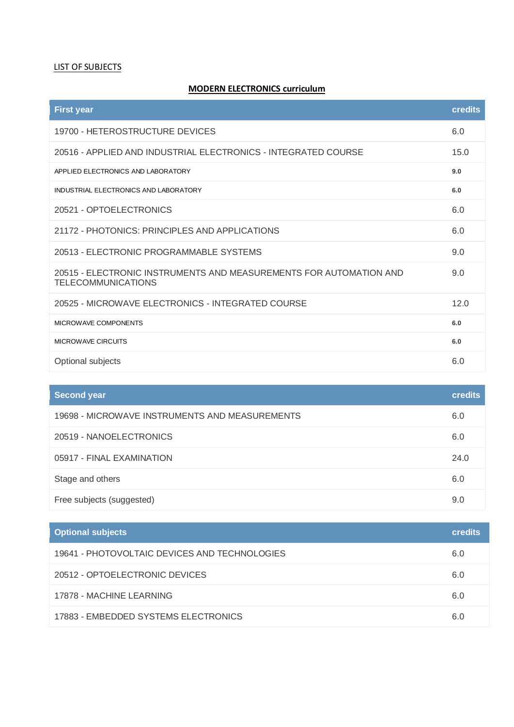LIST OF SUBJECTS

## MODERN ELECTRONICS curriculum

| First year | credits |
|---|---|
| 19700 - HETEROSTRUCTURE DEVICES | 6.0 |
| 20516 - APPLIED AND INDUSTRIAL ELECTRONICS - INTEGRATED COURSE | 15.0 |
| APPLIED ELECTRONICS AND LABORATORY | **9.0** |
| INDUSTRIAL ELECTRONICS AND LABORATORY | **6.0** |
| 20521 - OPTOELECTRONICS | 6.0 |
| 21172 - PHOTONICS: PRINCIPLES AND APPLICATIONS | 6.0 |
| 20513 - ELECTRONIC PROGRAMMABLE SYSTEMS | 9.0 |
| 20515 - ELECTRONIC INSTRUMENTS AND MEASUREMENTS FOR AUTOMATION AND TELECOMMUNICATIONS | 9.0 |
| 20525 - MICROWAVE ELECTRONICS - INTEGRATED COURSE | 12.0 |
| MICROWAVE COMPONENTS | **6.0** |
| MICROWAVE CIRCUITS | **6.0** |
| Optional subjects | 6.0 |

| Second year | credits |
|---|---|
| 19698 - MICROWAVE INSTRUMENTS AND MEASUREMENTS | 6.0 |
| 20519 - NANOELECTRONICS | 6.0 |
| 05917 - FINAL EXAMINATION | 24.0 |
| Stage and others | 6.0 |
| Free subjects (suggested) | 9.0 |

| Optional subjects | credits |
|---|---|
| 19641 - PHOTOVOLTAIC DEVICES AND TECHNOLOGIES | 6.0 |
| 20512 - OPTOELECTRONIC DEVICES | 6.0 |
| 17878 - MACHINE LEARNING | 6.0 |
| 17883 - EMBEDDED SYSTEMS ELECTRONICS | 6.0 |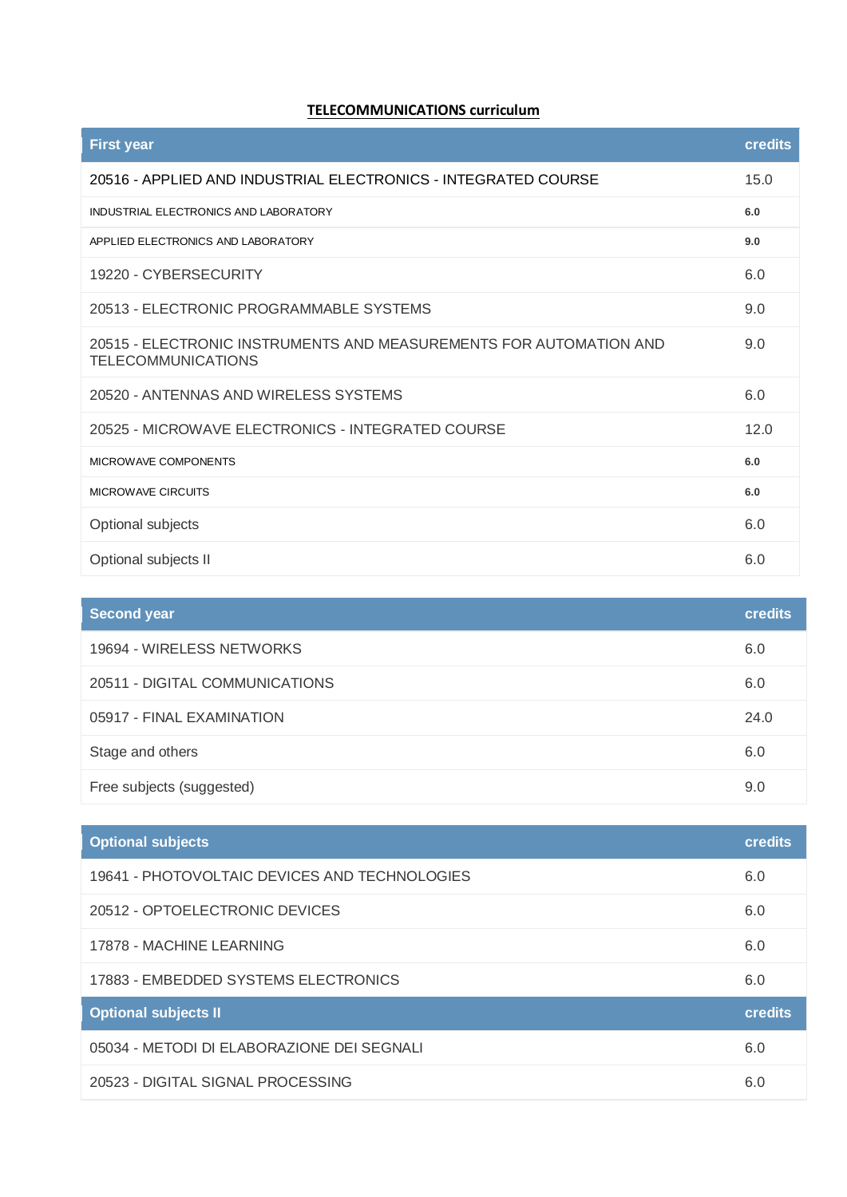**TELECOMMUNICATIONS curriculum**

| First year | credits |
|---|---|
| 20516 - APPLIED AND INDUSTRIAL ELECTRONICS - INTEGRATED COURSE | 15.0 |
| INDUSTRIAL ELECTRONICS AND LABORATORY | **6.0** |
| APPLIED ELECTRONICS AND LABORATORY | **9.0** |
| 19220 - CYBERSECURITY | 6.0 |
| 20513 - ELECTRONIC PROGRAMMABLE SYSTEMS | 9.0 |
| 20515 - ELECTRONIC INSTRUMENTS AND MEASUREMENTS FOR AUTOMATION AND TELECOMMUNICATIONS | 9.0 |
| 20520 - ANTENNAS AND WIRELESS SYSTEMS | 6.0 |
| 20525 - MICROWAVE ELECTRONICS - INTEGRATED COURSE | 12.0 |
| MICROWAVE COMPONENTS | **6.0** |
| MICROWAVE CIRCUITS | **6.0** |
| Optional subjects | 6.0 |
| Optional subjects II | 6.0 |

| Second year | credits |
|---|---|
| 19694 - WIRELESS NETWORKS | 6.0 |
| 20511 - DIGITAL COMMUNICATIONS | 6.0 |
| 05917 - FINAL EXAMINATION | 24.0 |
| Stage and others | 6.0 |
| Free subjects (suggested) | 9.0 |

| Optional subjects | credits |
|---|---|
| 19641 - PHOTOVOLTAIC DEVICES AND TECHNOLOGIES | 6.0 |
| 20512 - OPTOELECTRONIC DEVICES | 6.0 |
| 17878 - MACHINE LEARNING | 6.0 |
| 17883 - EMBEDDED SYSTEMS ELECTRONICS | 6.0 |

| Optional subjects II | credits |
|---|---|
| 05034 - METODI DI ELABORAZIONE DEI SEGNALI | 6.0 |
| 20523 - DIGITAL SIGNAL PROCESSING | 6.0 |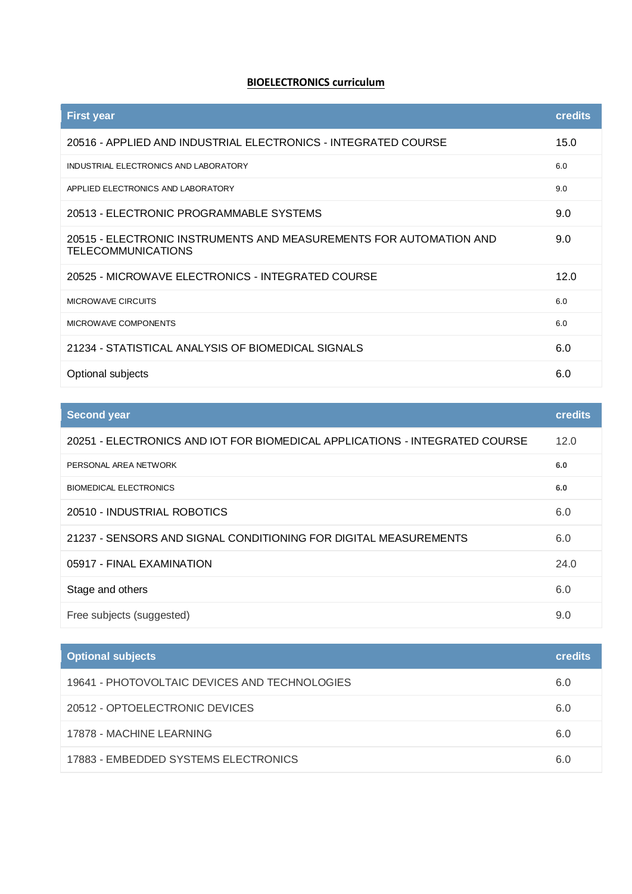**BIOELECTRONICS curriculum**

| First year | credits |
|---|---|
| 20516 - APPLIED AND INDUSTRIAL ELECTRONICS - INTEGRATED COURSE | 15.0 |
| INDUSTRIAL ELECTRONICS AND LABORATORY | 6.0 |
| APPLIED ELECTRONICS AND LABORATORY | 9.0 |
| 20513 - ELECTRONIC PROGRAMMABLE SYSTEMS | 9.0 |
| 20515 - ELECTRONIC INSTRUMENTS AND MEASUREMENTS FOR AUTOMATION AND TELECOMMUNICATIONS | 9.0 |
| 20525 - MICROWAVE ELECTRONICS - INTEGRATED COURSE | 12.0 |
| MICROWAVE CIRCUITS | 6.0 |
| MICROWAVE COMPONENTS | 6.0 |
| 21234 - STATISTICAL ANALYSIS OF BIOMEDICAL SIGNALS | 6.0 |
| Optional subjects | 6.0 |

| Second year | credits |
|---|---|
| 20251 - ELECTRONICS AND IOT FOR BIOMEDICAL APPLICATIONS - INTEGRATED COURSE | 12.0 |
| PERSONAL AREA NETWORK | **6.0** |
| BIOMEDICAL ELECTRONICS | **6.0** |
| 20510 - INDUSTRIAL ROBOTICS | 6.0 |
| 21237 - SENSORS AND SIGNAL CONDITIONING FOR DIGITAL MEASUREMENTS | 6.0 |
| 05917 - FINAL EXAMINATION | 24.0 |
| Stage and others | 6.0 |
| Free subjects (suggested) | 9.0 |

| Optional subjects | credits |
|---|---|
| 19641 - PHOTOVOLTAIC DEVICES AND TECHNOLOGIES | 6.0 |
| 20512 - OPTOELECTRONIC DEVICES | 6.0 |
| 17878 - MACHINE LEARNING | 6.0 |
| 17883 - EMBEDDED SYSTEMS ELECTRONICS | 6.0 |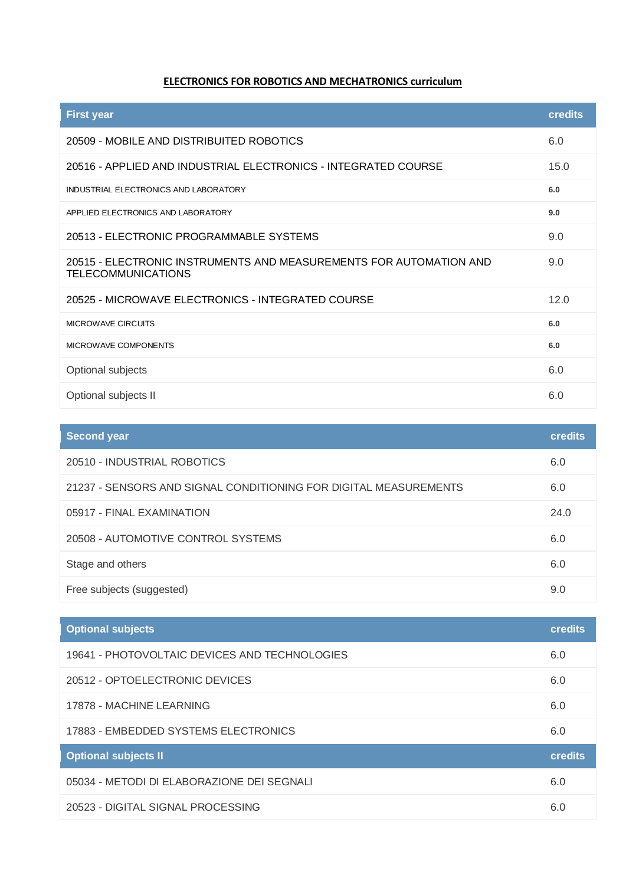## ELECTRONICS FOR ROBOTICS AND MECHATRONICS curriculum

| First year | credits |
| --- | --- |
| 20509 - MOBILE AND DISTRIBUITED ROBOTICS | 6.0 |
| 20516 - APPLIED AND INDUSTRIAL ELECTRONICS - INTEGRATED COURSE | 15.0 |
| INDUSTRIAL ELECTRONICS AND LABORATORY | **6.0** |
| APPLIED ELECTRONICS AND LABORATORY | **9.0** |
| 20513 - ELECTRONIC PROGRAMMABLE SYSTEMS | 9.0 |
| 20515 - ELECTRONIC INSTRUMENTS AND MEASUREMENTS FOR AUTOMATION AND TELECOMMUNICATIONS | 9.0 |
| 20525 - MICROWAVE ELECTRONICS - INTEGRATED COURSE | 12.0 |
| MICROWAVE CIRCUITS | **6.0** |
| MICROWAVE COMPONENTS | **6.0** |
| Optional subjects | 6.0 |
| Optional subjects II | 6.0 |

| Second year | credits |
| --- | --- |
| 20510 - INDUSTRIAL ROBOTICS | 6.0 |
| 21237 - SENSORS AND SIGNAL CONDITIONING FOR DIGITAL MEASUREMENTS | 6.0 |
| 05917 - FINAL EXAMINATION | 24.0 |
| 20508 - AUTOMOTIVE CONTROL SYSTEMS | 6.0 |
| Stage and others | 6.0 |
| Free subjects (suggested) | 9.0 |

| Optional subjects | credits |
| --- | --- |
| 19641 - PHOTOVOLTAIC DEVICES AND TECHNOLOGIES | 6.0 |
| 20512 - OPTOELECTRONIC DEVICES | 6.0 |
| 17878 - MACHINE LEARNING | 6.0 |
| 17883 - EMBEDDED SYSTEMS ELECTRONICS | 6.0 |

| Optional subjects II | credits |
| --- | --- |
| 05034 - METODI DI ELABORAZIONE DEI SEGNALI | 6.0 |
| 20523 - DIGITAL SIGNAL PROCESSING | 6.0 |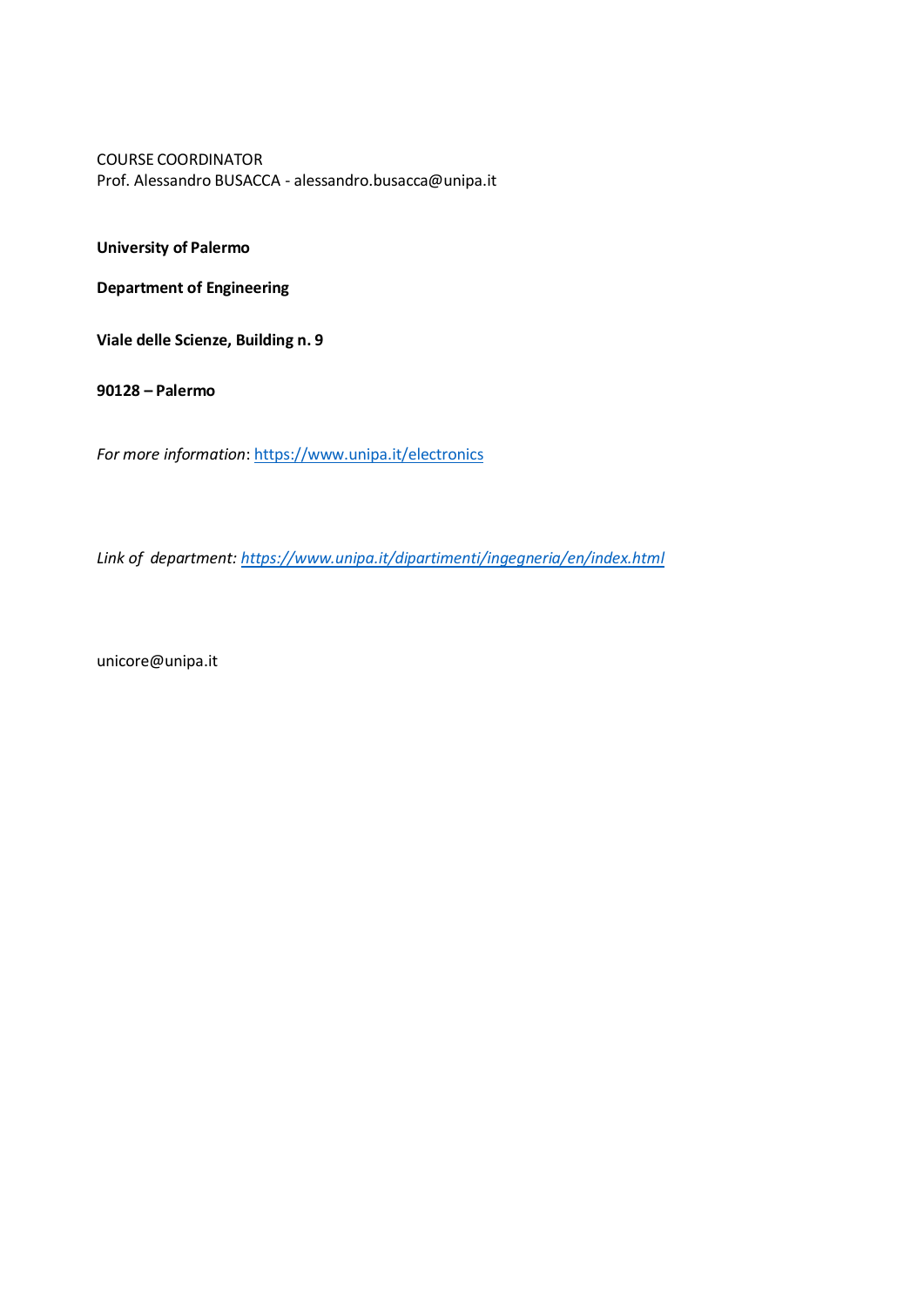COURSE COORDINATOR
Prof. Alessandro BUSACCA - alessandro.busacca@unipa.it

**University of Palermo**

**Department of Engineering**

**Viale delle Scienze, Building n. 9**

**90128 – Palermo**

*For more information*: https://www.unipa.it/electronics

*Link of department: https://www.unipa.it/dipartimenti/ingegneria/en/index.html*

unicore@unipa.it